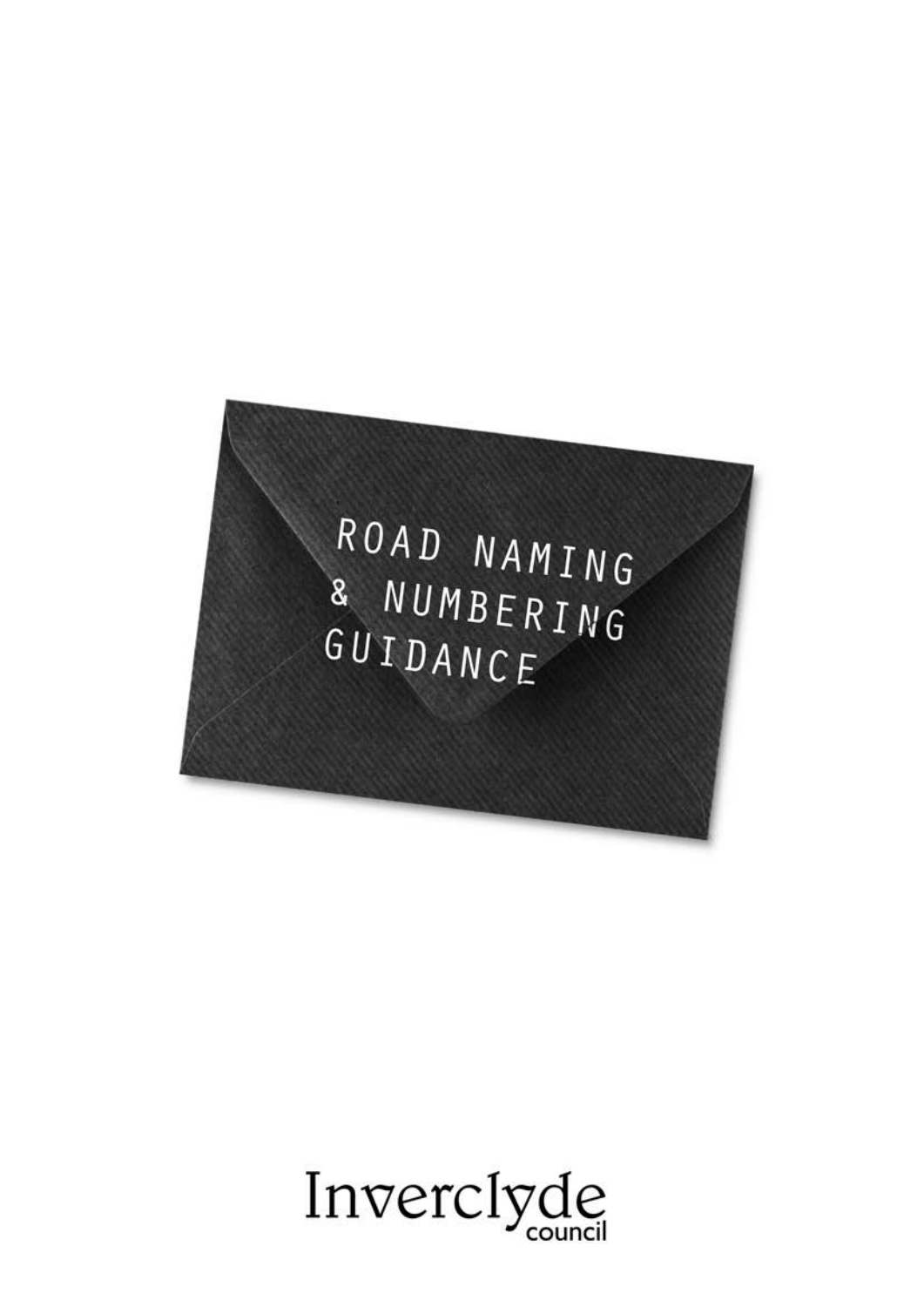# ROAD NAMING & NUMBERING GUIDANCE

Inverclyde council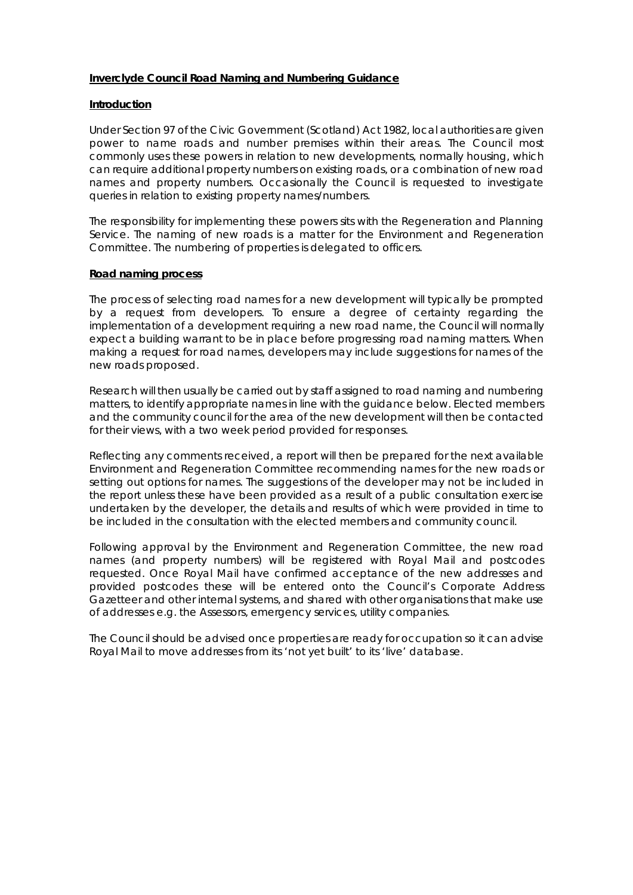**Inverclyde Council Road Naming and Numbering Guidance**

**Introduction**

Under Section 97 of the Civic Government (Scotland) Act 1982, local authorities are given power to name roads and number premises within their areas. The Council most commonly uses these powers in relation to new developments, normally housing, which can require additional property numbers on existing roads, or a combination of new road names and property numbers. Occasionally the Council is requested to investigate queries in relation to existing property names/numbers.

The responsibility for implementing these powers sits with the Regeneration and Planning Service. The naming of new roads is a matter for the Environment and Regeneration Committee. The numbering of properties is delegated to officers.

**Road naming process**

The process of selecting road names for a new development will typically be prompted by a request from developers. To ensure a degree of certainty regarding the implementation of a development requiring a new road name, the Council will normally expect a building warrant to be in place before progressing road naming matters. When making a request for road names, developers may include suggestions for names of the new roads proposed.

Research will then usually be carried out by staff assigned to road naming and numbering matters, to identify appropriate names in line with the guidance below. Elected members and the community council for the area of the new development will then be contacted for their views, with a two week period provided for responses.

Reflecting any comments received, a report will then be prepared for the next available Environment and Regeneration Committee recommending names for the new roads or setting out options for names. The suggestions of the developer may not be included in the report unless these have been provided as a result of a public consultation exercise undertaken by the developer, the details and results of which were provided in time to be included in the consultation with the elected members and community council.

Following approval by the Environment and Regeneration Committee, the new road names (and property numbers) will be registered with Royal Mail and postcodes requested. Once Royal Mail have confirmed acceptance of the new addresses and provided postcodes these will be entered onto the Council's Corporate Address Gazetteer and other internal systems, and shared with other organisations that make use of addresses e.g. the Assessors, emergency services, utility companies.

The Council should be advised once properties are ready for occupation so it can advise Royal Mail to move addresses from its 'not yet built' to its 'live' database.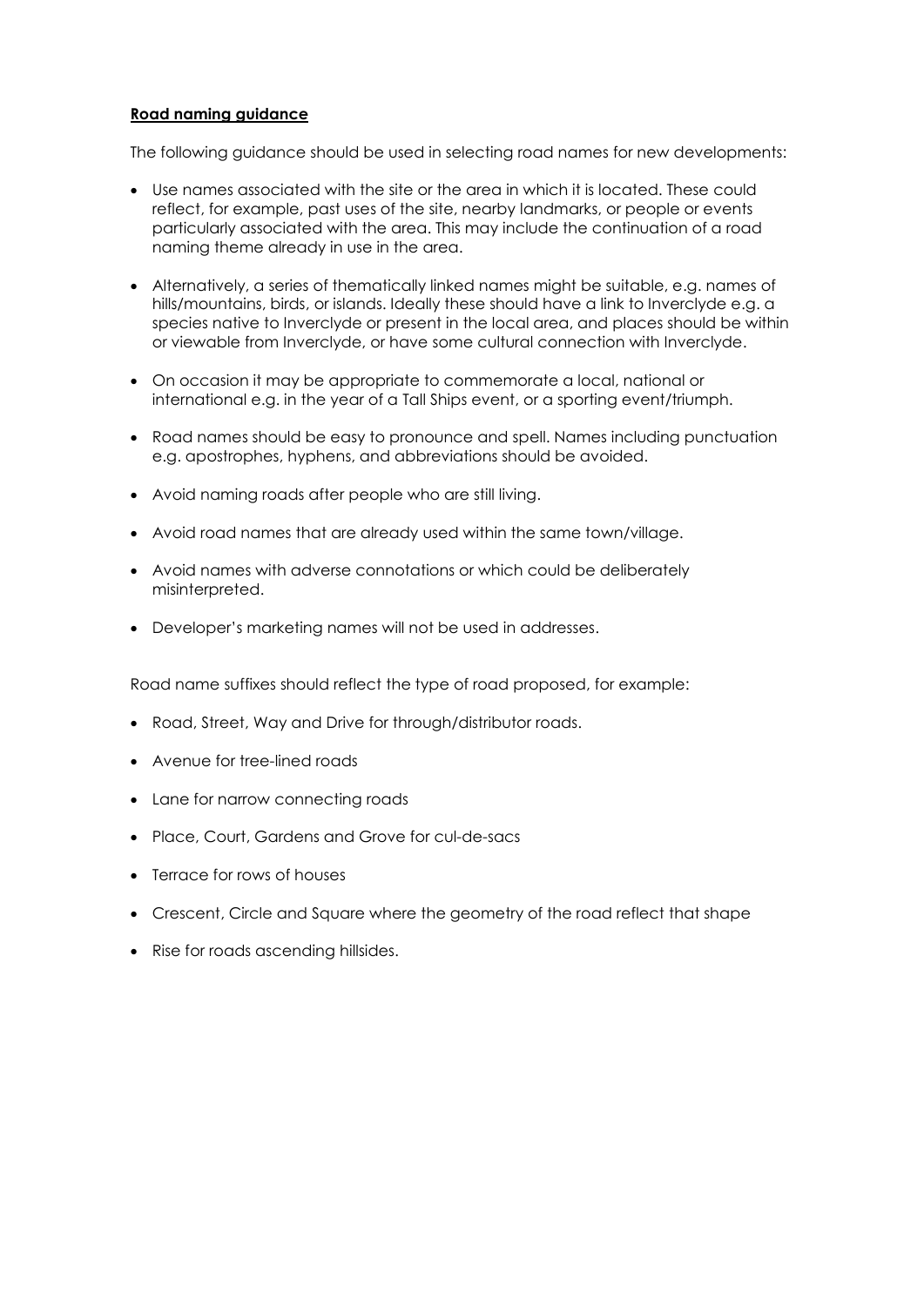**Road naming guidance**

The following guidance should be used in selecting road names for new developments:

- Use names associated with the site or the area in which it is located. These could reflect, for example, past uses of the site, nearby landmarks, or people or events particularly associated with the area. This may include the continuation of a road naming theme already in use in the area.
- Alternatively, a series of thematically linked names might be suitable, e.g. names of hills/mountains, birds, or islands. Ideally these should have a link to Inverclyde e.g. a species native to Inverclyde or present in the local area, and places should be within or viewable from Inverclyde, or have some cultural connection with Inverclyde.
- On occasion it may be appropriate to commemorate a local, national or international e.g. in the year of a Tall Ships event, or a sporting event/triumph.
- Road names should be easy to pronounce and spell. Names including punctuation e.g. apostrophes, hyphens, and abbreviations should be avoided.
- Avoid naming roads after people who are still living.
- Avoid road names that are already used within the same town/village.
- Avoid names with adverse connotations or which could be deliberately misinterpreted.
- Developer's marketing names will not be used in addresses.

Road name suffixes should reflect the type of road proposed, for example:

- Road, Street, Way and Drive for through/distributor roads.
- Avenue for tree-lined roads
- Lane for narrow connecting roads
- Place, Court, Gardens and Grove for cul-de-sacs
- Terrace for rows of houses
- Crescent, Circle and Square where the geometry of the road reflect that shape
- Rise for roads ascending hillsides.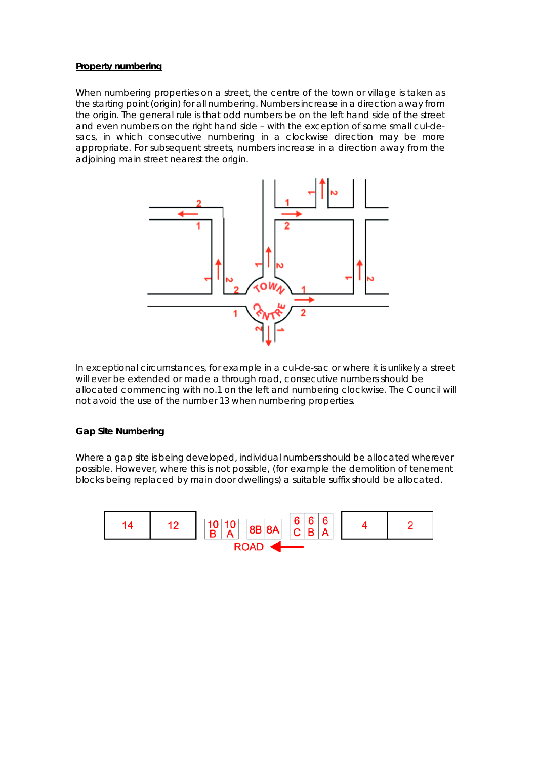## Property numbering

When numbering properties on a street, the centre of the town or village is taken as the starting point (origin) for all numbering. Numbers increase in a direction away from the origin. The general rule is that odd numbers be on the left hand side of the street and even numbers on the right hand side – with the exception of some small cul-de-sacs, in which consecutive numbering in a clockwise direction may be more appropriate. For subsequent streets, numbers increase in a direction away from the adjoining main street nearest the origin.

In exceptional circumstances, for example in a cul-de-sac or where it is unlikely a street will ever be extended or made a through road, consecutive numbers should be allocated commencing with no.1 on the left and numbering clockwise. The Council will not avoid the use of the number 13 when numbering properties.

## Gap Site Numbering

Where a gap site is being developed, individual numbers should be allocated wherever possible. However, where this is not possible, (for example the demolition of tenement blocks being replaced by main door dwellings) a suitable suffix should be allocated.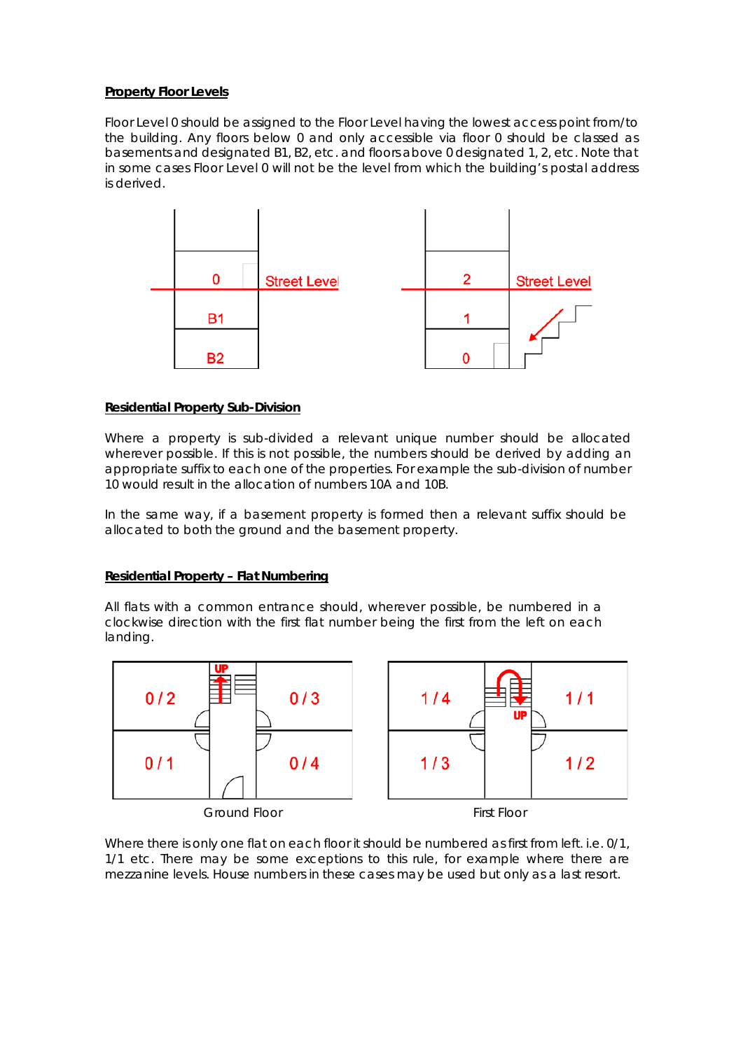**Property Floor Levels**

Floor Level 0 should be assigned to the Floor Level having the lowest access point from/to the building. Any floors below 0 and only accessible via floor 0 should be classed as basements and designated B1, B2, etc. and floors above 0 designated 1, 2, etc. Note that in some cases Floor Level 0 will not be the level from which the building's postal address is derived.

**Residential Property Sub-Division**

Where a property is sub-divided a relevant unique number should be allocated wherever possible. If this is not possible, the numbers should be derived by adding an appropriate suffix to each one of the properties. For example the sub-division of number 10 would result in the allocation of numbers 10A and 10B.

In the same way, if a basement property is formed then a relevant suffix should be allocated to both the ground and the basement property.

**Residential Property – Flat Numbering**

All flats with a common entrance should, wherever possible, be numbered in a clockwise direction with the first flat number being the first from the left on each landing.

Ground Floor

First Floor

Where there is only one flat on each floor it should be numbered as first from left. i.e. 0/1, 1/1 etc. There may be some exceptions to this rule, for example where there are mezzanine levels. House numbers in these cases may be used but only as a last resort.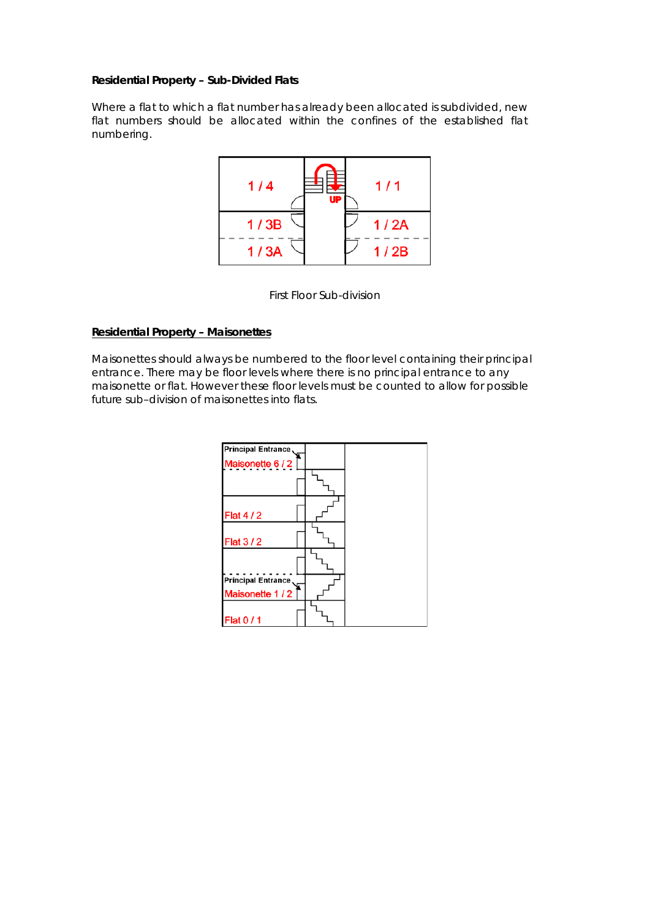**Residential Property – Sub-Divided Flats**

Where a flat to which a flat number has already been allocated is subdivided, new flat numbers should be allocated within the confines of the established flat numbering.

First Floor Sub-division

**Residential Property – Maisonettes**

Maisonettes should always be numbered to the floor level containing their principal entrance. There may be floor levels where there is no principal entrance to any maisonette or flat. However these floor levels must be counted to allow for possible future sub–division of maisonettes into flats.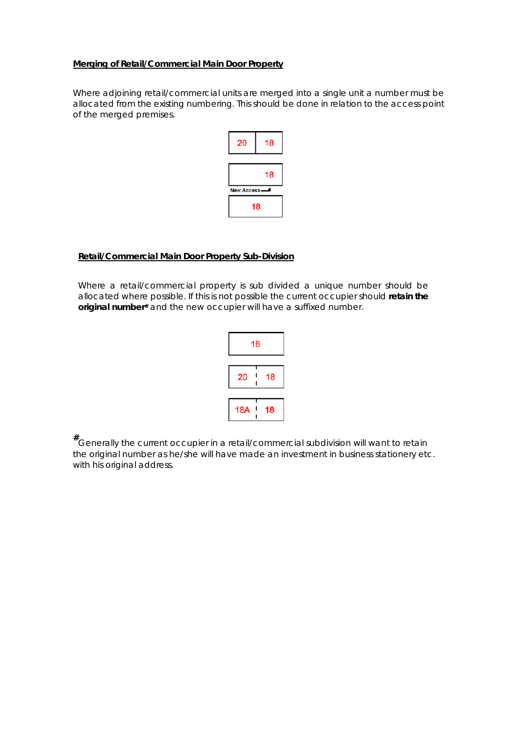**Merging of Retail/Commercial Main Door Property**

Where adjoining retail/commercial units are merged into a single unit a number must be allocated from the existing numbering. This should be done in relation to the access point of the merged premises.

| 20 | 18 |
|---|---|

| | 18 |
|---|---|

New Access

| 18 |
|---|

**Retail/Commercial Main Door Property Sub-Division**

Where a retail/commercial property is sub divided a unique number should be allocated where possible. If this is not possible the current occupier should **retain the original number#** and the new occupier will have a suffixed number.

| 18 |
|---|

| 20 | 18 |
|---|---|

| 18A | 18 |
|---|---|

#Generally the current occupier in a retail/commercial subdivision will want to retain the original number as he/she will have made an investment in business stationery etc. with his original address.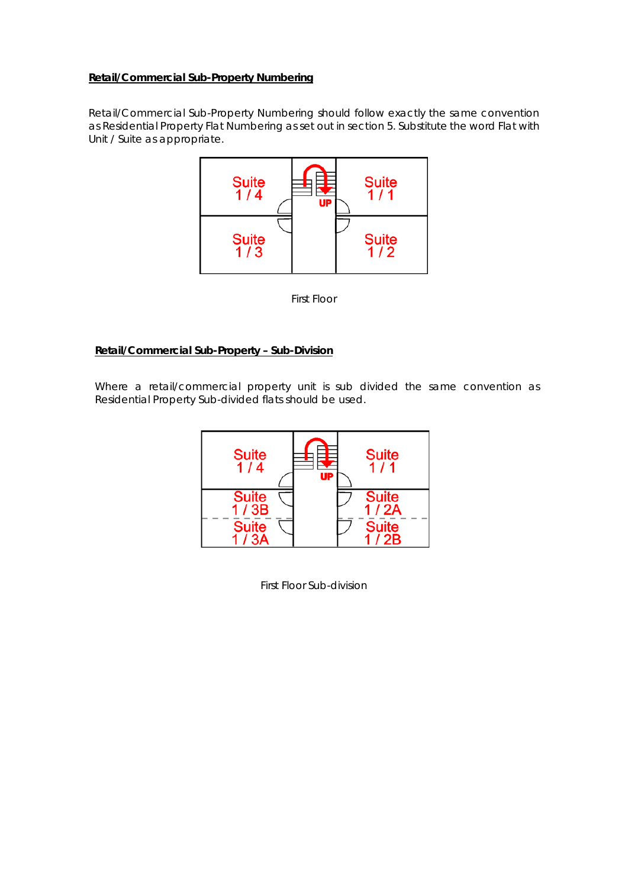**Retail/Commercial Sub-Property Numbering**

Retail/Commercial Sub-Property Numbering should follow exactly the same convention as Residential Property Flat Numbering as set out in section 5. Substitute the word Flat with Unit / Suite as appropriate.

Suite 1 / 4

Suite 1 / 1

Suite 1 / 3

Suite 1 / 2

UP

First Floor

**Retail/Commercial Sub-Property – Sub-Division**

Where a retail/commercial property unit is sub divided the same convention as Residential Property Sub-divided flats should be used.

Suite 1 / 4

Suite 1 / 1

Suite 1 / 3B

Suite 1 / 2A

Suite 1 / 3A

Suite 1 / 2B

UP

First Floor Sub-division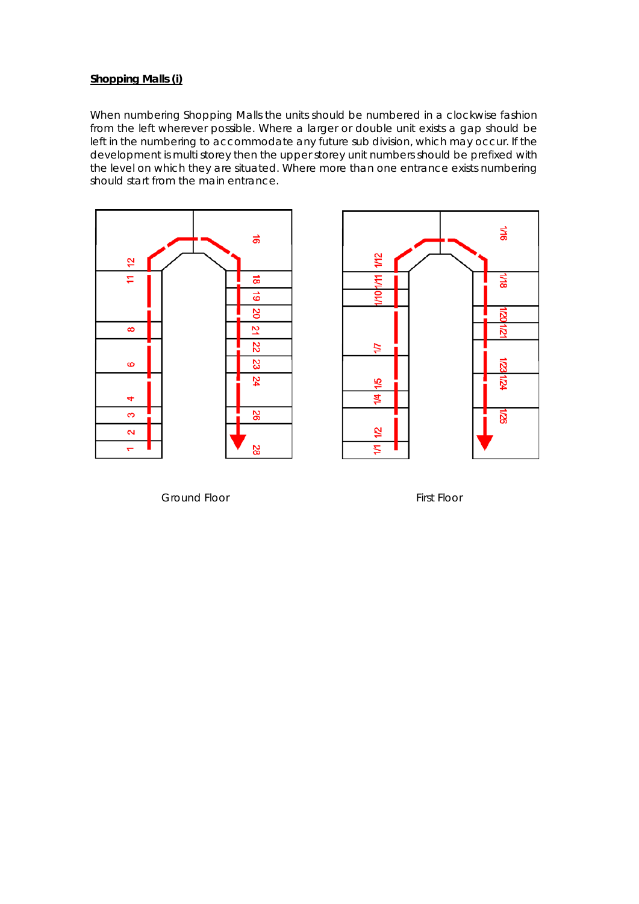**Shopping Malls (i)**

When numbering Shopping Malls the units should be numbered in a clockwise fashion from the left wherever possible. Where a larger or double unit exists a gap should be left in the numbering to accommodate any future sub division, which may occur. If the development is multi storey then the upper storey unit numbers should be prefixed with the level on which they are situated. Where more than one entrance exists numbering should start from the main entrance.

Ground Floor

First Floor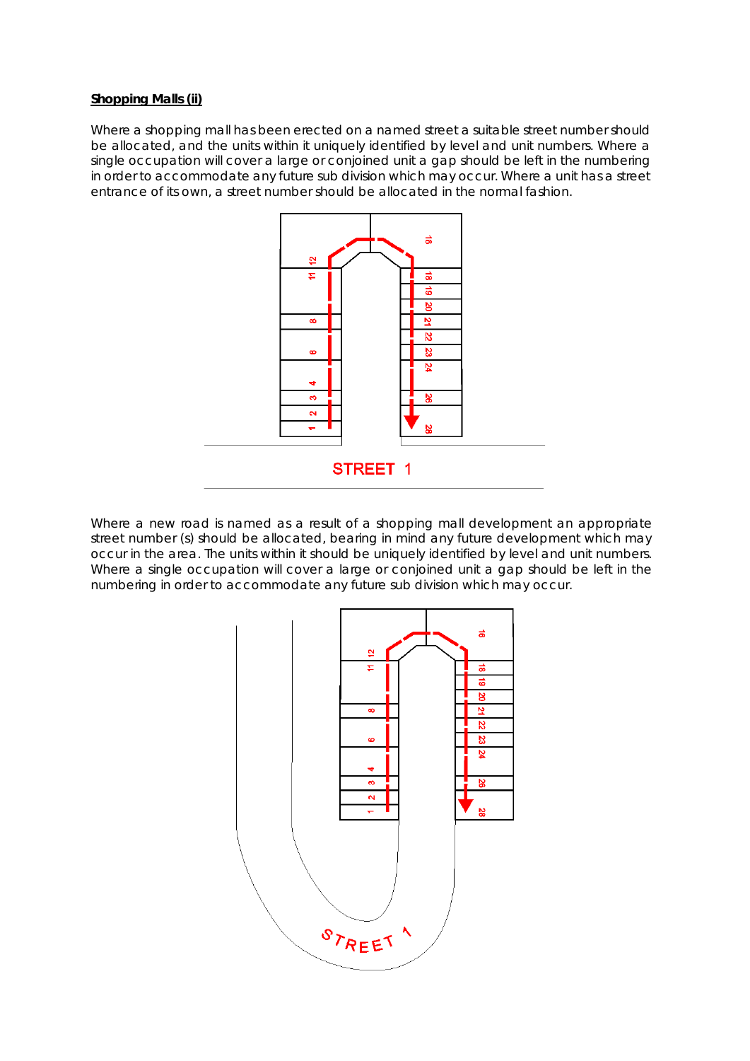**Shopping Malls (ii)**

Where a shopping mall has been erected on a named street a suitable street number should be allocated, and the units within it uniquely identified by level and unit numbers. Where a single occupation will cover a large or conjoined unit a gap should be left in the numbering in order to accommodate any future sub division which may occur. Where a unit has a street entrance of its own, a street number should be allocated in the normal fashion.

Where a new road is named as a result of a shopping mall development an appropriate street number (s) should be allocated, bearing in mind any future development which may occur in the area. The units within it should be uniquely identified by level and unit numbers. Where a single occupation will cover a large or conjoined unit a gap should be left in the numbering in order to accommodate any future sub division which may occur.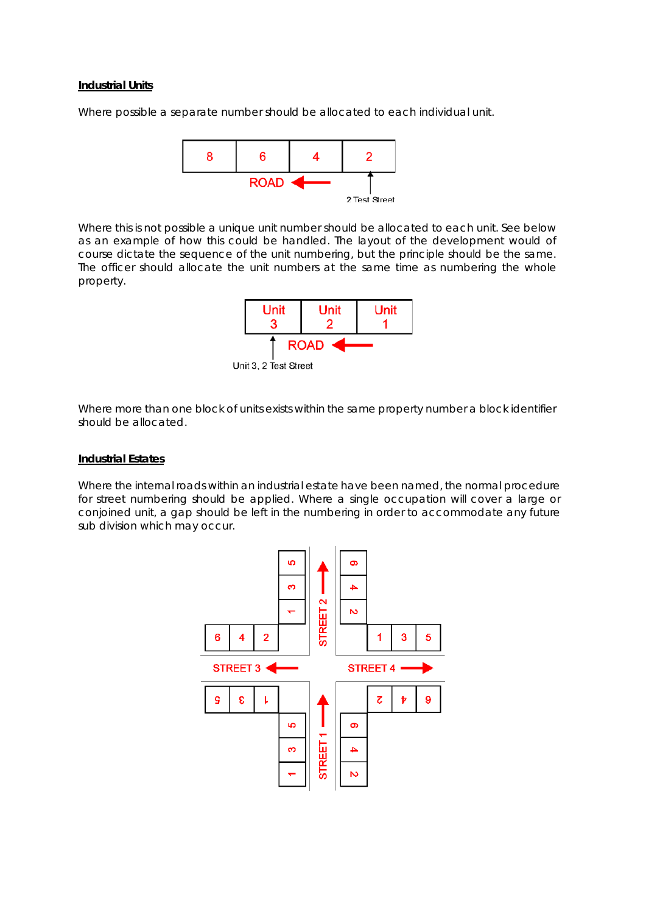**Industrial Units**

Where possible a separate number should be allocated to each individual unit.

Where this is not possible a unique unit number should be allocated to each unit. See below as an example of how this could be handled. The layout of the development would of course dictate the sequence of the unit numbering, but the principle should be the same. The officer should allocate the unit numbers at the same time as numbering the whole property.

Where more than one block of units exists within the same property number a block identifier should be allocated.

**Industrial Estates**

Where the internal roads within an industrial estate have been named, the normal procedure for street numbering should be applied. Where a single occupation will cover a large or conjoined unit, a gap should be left in the numbering in order to accommodate any future sub division which may occur.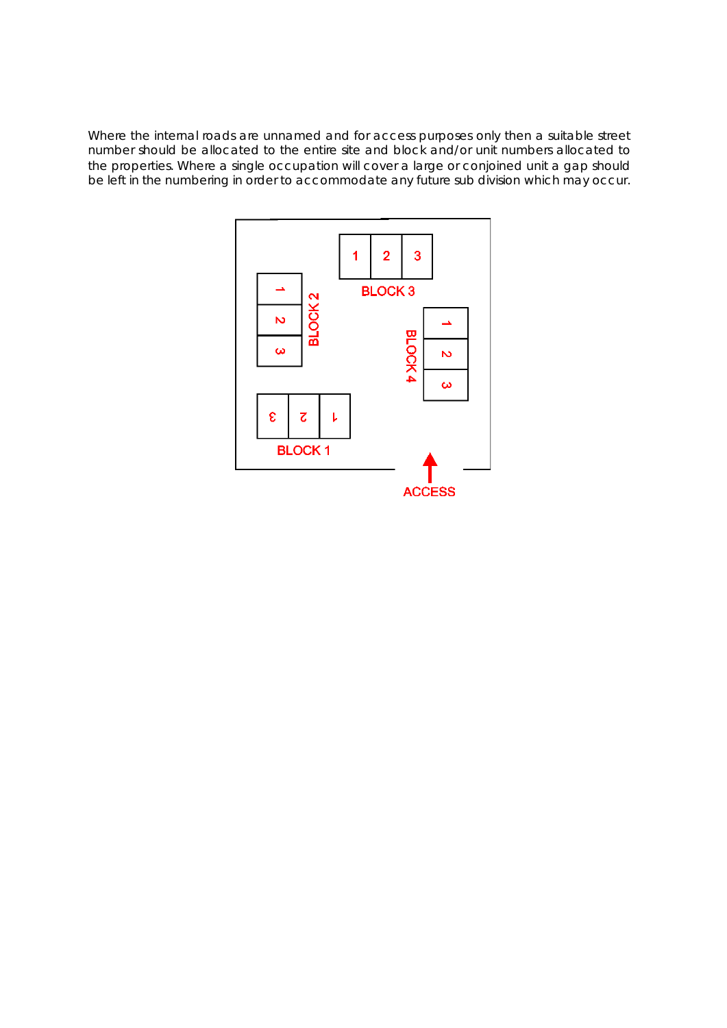Where the internal roads are unnamed and for access purposes only then a suitable street number should be allocated to the entire site and block and/or unit numbers allocated to the properties. Where a single occupation will cover a large or conjoined unit a gap should be left in the numbering in order to accommodate any future sub division which may occur.

1
2
3
BLOCK 3

1
2
3
BLOCK 2

BLOCK 4
1
2
3

3
2
1
BLOCK 1

ACCESS